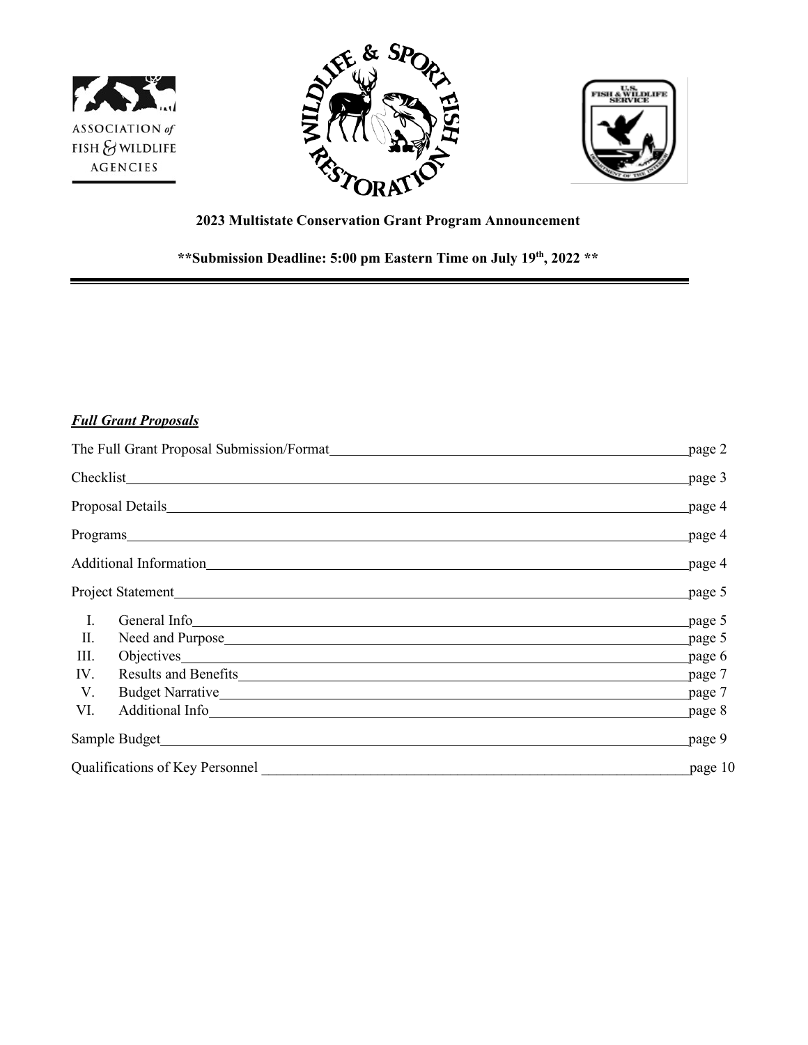ASSOCIATION *of* FISH & WILDLIFE AGENCIES

WILDLIFE & SPORT FISH RESTORATION

U.S. FISH & WILDLIFE SERVICE

**2023 Multistate Conservation Grant Program Announcement**

**\*\*Submission Deadline: 5:00 pm Eastern Time on July 19th, 2022 \*\***

---

***Full Grant Proposals***

| | |
|---|---|
| The Full Grant Proposal Submission/Format | page 2 |
| Checklist | page 3 |
| Proposal Details | page 4 |
| Programs | page 4 |
| Additional Information | page 4 |
| Project Statement | page 5 |
| I. General Info | page 5 |
| II. Need and Purpose | page 5 |
| III. Objectives | page 6 |
| IV. Results and Benefits | page 7 |
| V. Budget Narrative | page 7 |
| VI. Additional Info | page 8 |
| Sample Budget | page 9 |
| Qualifications of Key Personnel | page 10 |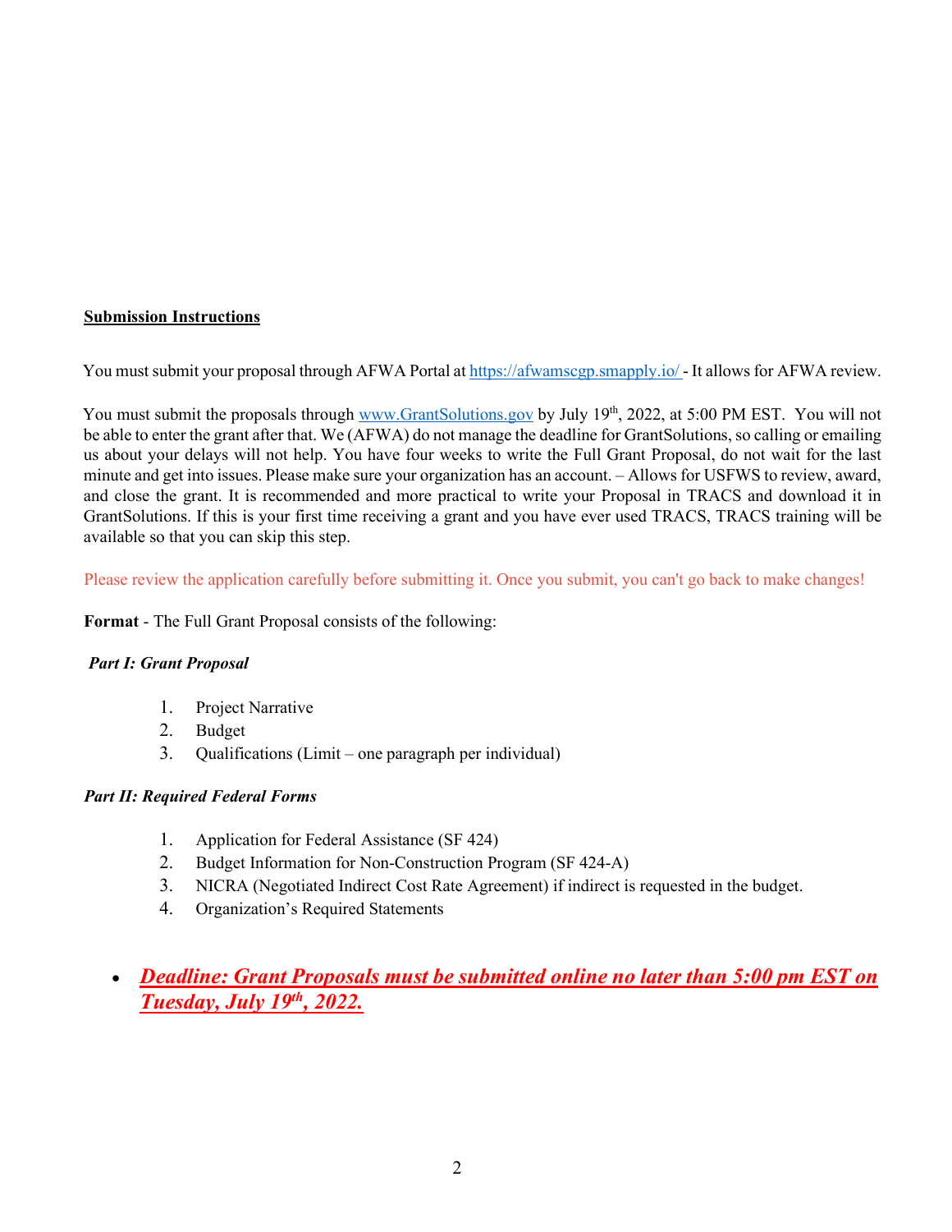**Submission Instructions**

You must submit your proposal through AFWA Portal at https://afwamscgp.smapply.io/ - It allows for AFWA review.

You must submit the proposals through www.GrantSolutions.gov by July 19th, 2022, at 5:00 PM EST. You will not be able to enter the grant after that. We (AFWA) do not manage the deadline for GrantSolutions, so calling or emailing us about your delays will not help. You have four weeks to write the Full Grant Proposal, do not wait for the last minute and get into issues. Please make sure your organization has an account. – Allows for USFWS to review, award, and close the grant. It is recommended and more practical to write your Proposal in TRACS and download it in GrantSolutions. If this is your first time receiving a grant and you have ever used TRACS, TRACS training will be available so that you can skip this step.

Please review the application carefully before submitting it. Once you submit, you can't go back to make changes!

**Format** - The Full Grant Proposal consists of the following:

***Part I: Grant Proposal***

1. Project Narrative
2. Budget
3. Qualifications (Limit – one paragraph per individual)

***Part II: Required Federal Forms***

1. Application for Federal Assistance (SF 424)
2. Budget Information for Non-Construction Program (SF 424-A)
3. NICRA (Negotiated Indirect Cost Rate Agreement) if indirect is requested in the budget.
4. Organization's Required Statements

- ***Deadline: Grant Proposals must be submitted online no later than 5:00 pm EST on Tuesday, July 19th, 2022.***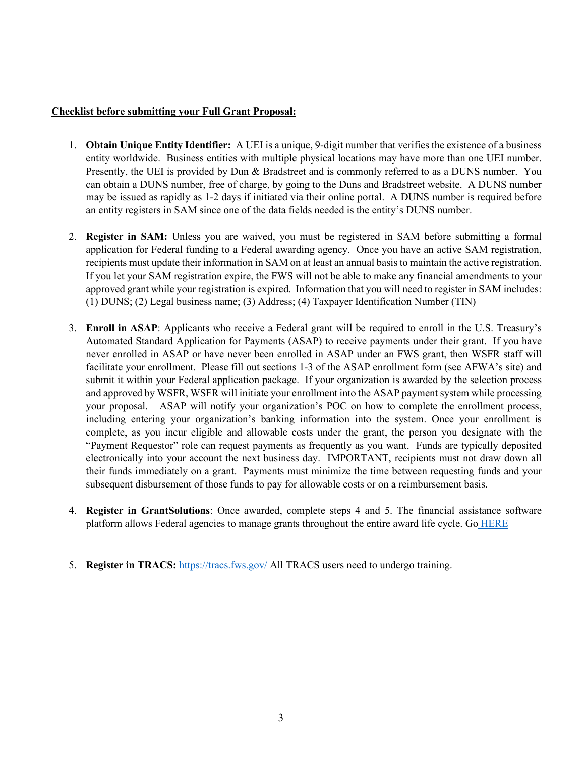**<u>Checklist before submitting your Full Grant Proposal:</u>**

1. **Obtain Unique Entity Identifier:** A UEI is a unique, 9-digit number that verifies the existence of a business entity worldwide. Business entities with multiple physical locations may have more than one UEI number. Presently, the UEI is provided by Dun & Bradstreet and is commonly referred to as a DUNS number. You can obtain a DUNS number, free of charge, by going to the Duns and Bradstreet website. A DUNS number may be issued as rapidly as 1-2 days if initiated via their online portal. A DUNS number is required before an entity registers in SAM since one of the data fields needed is the entity's DUNS number.

2. **Register in SAM:** Unless you are waived, you must be registered in SAM before submitting a formal application for Federal funding to a Federal awarding agency. Once you have an active SAM registration, recipients must update their information in SAM on at least an annual basis to maintain the active registration. If you let your SAM registration expire, the FWS will not be able to make any financial amendments to your approved grant while your registration is expired. Information that you will need to register in SAM includes: (1) DUNS; (2) Legal business name; (3) Address; (4) Taxpayer Identification Number (TIN)

3. **Enroll in ASAP**: Applicants who receive a Federal grant will be required to enroll in the U.S. Treasury's Automated Standard Application for Payments (ASAP) to receive payments under their grant. If you have never enrolled in ASAP or have never been enrolled in ASAP under an FWS grant, then WSFR staff will facilitate your enrollment. Please fill out sections 1-3 of the ASAP enrollment form (see AFWA's site) and submit it within your Federal application package. If your organization is awarded by the selection process and approved by WSFR, WSFR will initiate your enrollment into the ASAP payment system while processing your proposal. ASAP will notify your organization's POC on how to complete the enrollment process, including entering your organization's banking information into the system. Once your enrollment is complete, as you incur eligible and allowable costs under the grant, the person you designate with the "Payment Requestor" role can request payments as frequently as you want. Funds are typically deposited electronically into your account the next business day. IMPORTANT, recipients must not draw down all their funds immediately on a grant. Payments must minimize the time between requesting funds and your subsequent disbursement of those funds to pay for allowable costs or on a reimbursement basis.

4. **Register in GrantSolutions**: Once awarded, complete steps 4 and 5. The financial assistance software platform allows Federal agencies to manage grants throughout the entire award life cycle. Go HERE

5. **Register in TRACS:** https://tracs.fws.gov/ All TRACS users need to undergo training.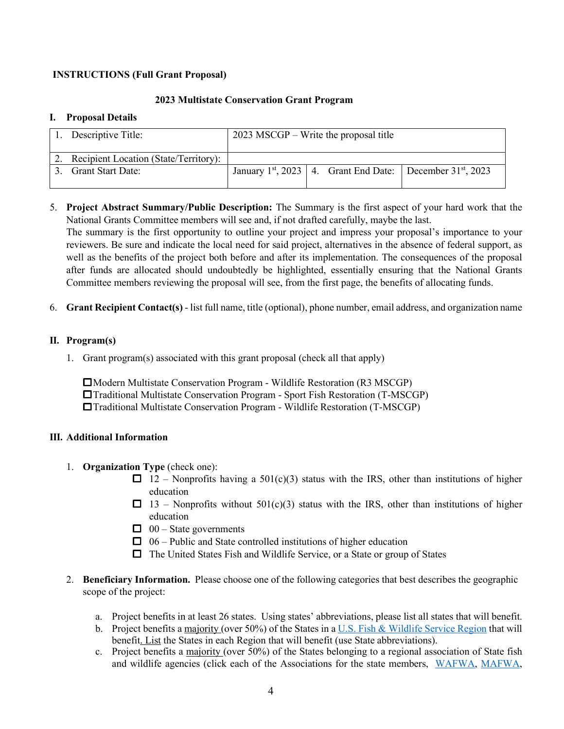**INSTRUCTIONS (Full Grant Proposal)**

**2023 Multistate Conservation Grant Program**

## I. Proposal Details

| 1. Descriptive Title: | 2023 MSCGP – Write the proposal title | | |
|---|---|---|---|
| 2. Recipient Location (State/Territory): | | | |
| 3. Grant Start Date: | January 1st, 2023 | 4. Grant End Date: | December 31st, 2023 |

5. **Project Abstract Summary/Public Description:** The Summary is the first aspect of your hard work that the National Grants Committee members will see and, if not drafted carefully, maybe the last.
   The summary is the first opportunity to outline your project and impress your proposal's importance to your reviewers. Be sure and indicate the local need for said project, alternatives in the absence of federal support, as well as the benefits of the project both before and after its implementation. The consequences of the proposal after funds are allocated should undoubtedly be highlighted, essentially ensuring that the National Grants Committee members reviewing the proposal will see, from the first page, the benefits of allocating funds.

6. **Grant Recipient Contact(s)** - list full name, title (optional), phone number, email address, and organization name

## II. Program(s)

1. Grant program(s) associated with this grant proposal (check all that apply)

   ☐ Modern Multistate Conservation Program - Wildlife Restoration (R3 MSCGP)
   ☐ Traditional Multistate Conservation Program - Sport Fish Restoration (T-MSCGP)
   ☐ Traditional Multistate Conservation Program - Wildlife Restoration (T-MSCGP)

## III. Additional Information

1. **Organization Type** (check one):
   - ☐ 12 – Nonprofits having a 501(c)(3) status with the IRS, other than institutions of higher education
   - ☐ 13 – Nonprofits without 501(c)(3) status with the IRS, other than institutions of higher education
   - ☐ 00 – State governments
   - ☐ 06 – Public and State controlled institutions of higher education
   - ☐ The United States Fish and Wildlife Service, or a State or group of States

2. **Beneficiary Information.** Please choose one of the following categories that best describes the geographic scope of the project:

   a. Project benefits in at least 26 states. Using states' abbreviations, please list all states that will benefit.
   b. Project benefits a majority (over 50%) of the States in a U.S. Fish & Wildlife Service Region that will benefit. List the States in each Region that will benefit (use State abbreviations).
   c. Project benefits a majority (over 50%) of the States belonging to a regional association of State fish and wildlife agencies (click each of the Associations for the state members, WAFWA, MAFWA,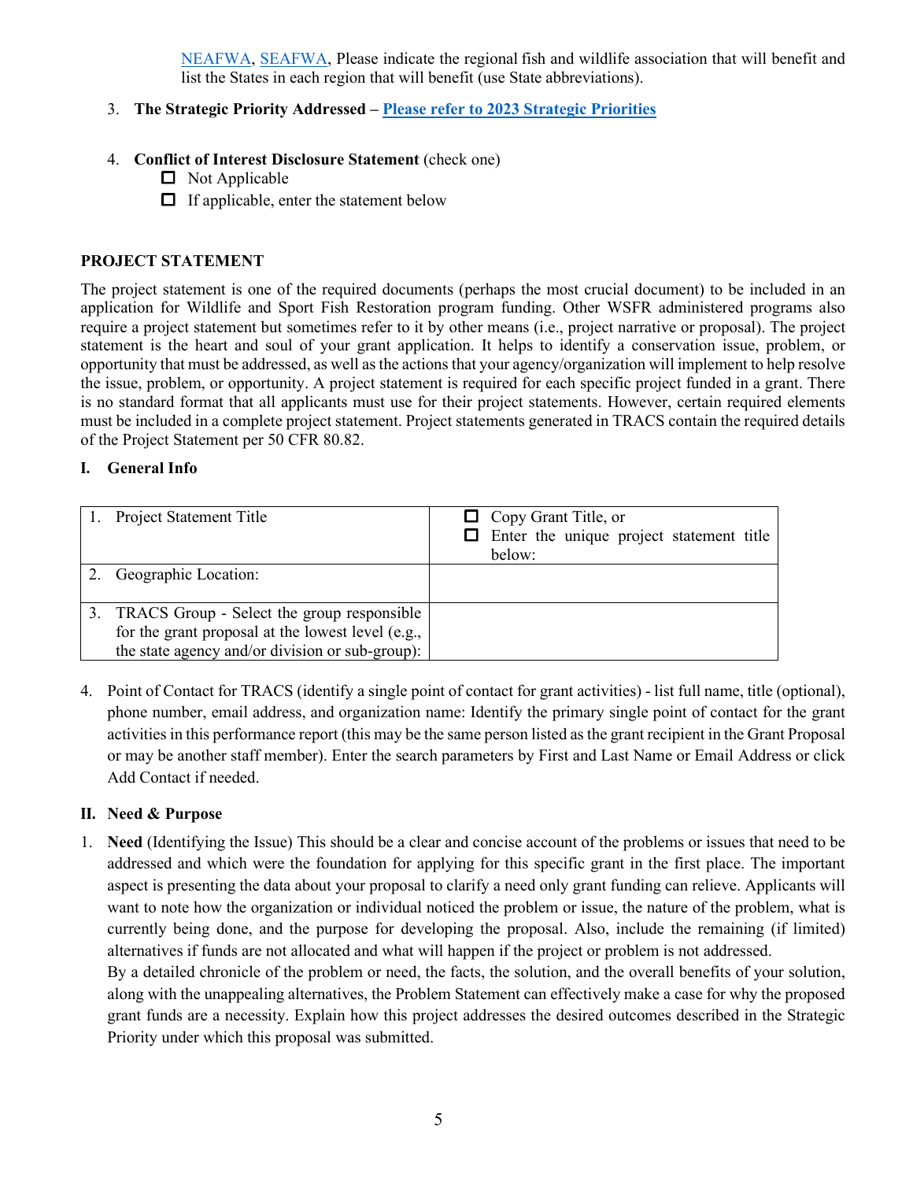[NEAFWA](), [SEAFWA](), Please indicate the regional fish and wildlife association that will benefit and list the States in each region that will benefit (use State abbreviations).

3. **The Strategic Priority Addressed – Please refer to 2023 Strategic Priorities**

4. **Conflict of Interest Disclosure Statement** (check one)
   - ☐ Not Applicable
   - ☐ If applicable, enter the statement below

## PROJECT STATEMENT

The project statement is one of the required documents (perhaps the most crucial document) to be included in an application for Wildlife and Sport Fish Restoration program funding. Other WSFR administered programs also require a project statement but sometimes refer to it by other means (i.e., project narrative or proposal). The project statement is the heart and soul of your grant application. It helps to identify a conservation issue, problem, or opportunity that must be addressed, as well as the actions that your agency/organization will implement to help resolve the issue, problem, or opportunity. A project statement is required for each specific project funded in a grant. There is no standard format that all applicants must use for their project statements. However, certain required elements must be included in a complete project statement. Project statements generated in TRACS contain the required details of the Project Statement per 50 CFR 80.82.

### I. General Info

| | |
|---|---|
| 1. Project Statement Title | ☐ Copy Grant Title, or<br>☐ Enter the unique project statement title below: |
| 2. Geographic Location: | |
| 3. TRACS Group - Select the group responsible for the grant proposal at the lowest level (e.g., the state agency and/or division or sub-group): | |

4. Point of Contact for TRACS (identify a single point of contact for grant activities) - list full name, title (optional), phone number, email address, and organization name: Identify the primary single point of contact for the grant activities in this performance report (this may be the same person listed as the grant recipient in the Grant Proposal or may be another staff member). Enter the search parameters by First and Last Name or Email Address or click Add Contact if needed.

### II. Need & Purpose

1. **Need** (Identifying the Issue) This should be a clear and concise account of the problems or issues that need to be addressed and which were the foundation for applying for this specific grant in the first place. The important aspect is presenting the data about your proposal to clarify a need only grant funding can relieve. Applicants will want to note how the organization or individual noticed the problem or issue, the nature of the problem, what is currently being done, and the purpose for developing the proposal. Also, include the remaining (if limited) alternatives if funds are not allocated and what will happen if the project or problem is not addressed.

   By a detailed chronicle of the problem or need, the facts, the solution, and the overall benefits of your solution, along with the unappealing alternatives, the Problem Statement can effectively make a case for why the proposed grant funds are a necessity. Explain how this project addresses the desired outcomes described in the Strategic Priority under which this proposal was submitted.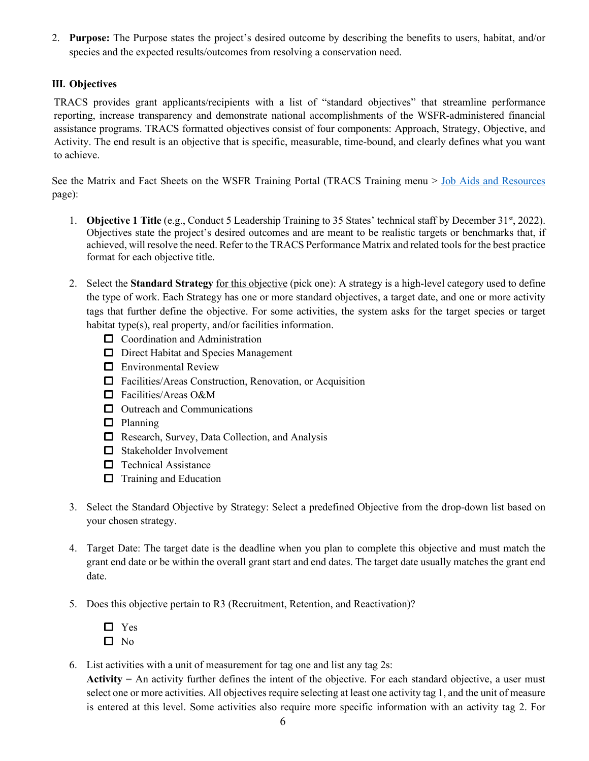2. **Purpose:** The Purpose states the project's desired outcome by describing the benefits to users, habitat, and/or species and the expected results/outcomes from resolving a conservation need.

### III. Objectives

TRACS provides grant applicants/recipients with a list of "standard objectives" that streamline performance reporting, increase transparency and demonstrate national accomplishments of the WSFR-administered financial assistance programs. TRACS formatted objectives consist of four components: Approach, Strategy, Objective, and Activity. The end result is an objective that is specific, measurable, time-bound, and clearly defines what you want to achieve.

See the Matrix and Fact Sheets on the WSFR Training Portal (TRACS Training menu > [Job Aids and Resources]() page):

1. **Objective 1 Title** (e.g., Conduct 5 Leadership Training to 35 States' technical staff by December 31st, 2022). Objectives state the project's desired outcomes and are meant to be realistic targets or benchmarks that, if achieved, will resolve the need. Refer to the TRACS Performance Matrix and related tools for the best practice format for each objective title.

2. Select the **Standard Strategy** for this objective (pick one): A strategy is a high-level category used to define the type of work. Each Strategy has one or more standard objectives, a target date, and one or more activity tags that further define the objective. For some activities, the system asks for the target species or target habitat type(s), real property, and/or facilities information.
   - ☐ Coordination and Administration
   - ☐ Direct Habitat and Species Management
   - ☐ Environmental Review
   - ☐ Facilities/Areas Construction, Renovation, or Acquisition
   - ☐ Facilities/Areas O&M
   - ☐ Outreach and Communications
   - ☐ Planning
   - ☐ Research, Survey, Data Collection, and Analysis
   - ☐ Stakeholder Involvement
   - ☐ Technical Assistance
   - ☐ Training and Education

3. Select the Standard Objective by Strategy: Select a predefined Objective from the drop-down list based on your chosen strategy.

4. Target Date: The target date is the deadline when you plan to complete this objective and must match the grant end date or be within the overall grant start and end dates. The target date usually matches the grant end date.

5. Does this objective pertain to R3 (Recruitment, Retention, and Reactivation)?
   - ☐ Yes
   - ☐ No

6. List activities with a unit of measurement for tag one and list any tag 2s:
   **Activity** = An activity further defines the intent of the objective. For each standard objective, a user must select one or more activities. All objectives require selecting at least one activity tag 1, and the unit of measure is entered at this level. Some activities also require more specific information with an activity tag 2. For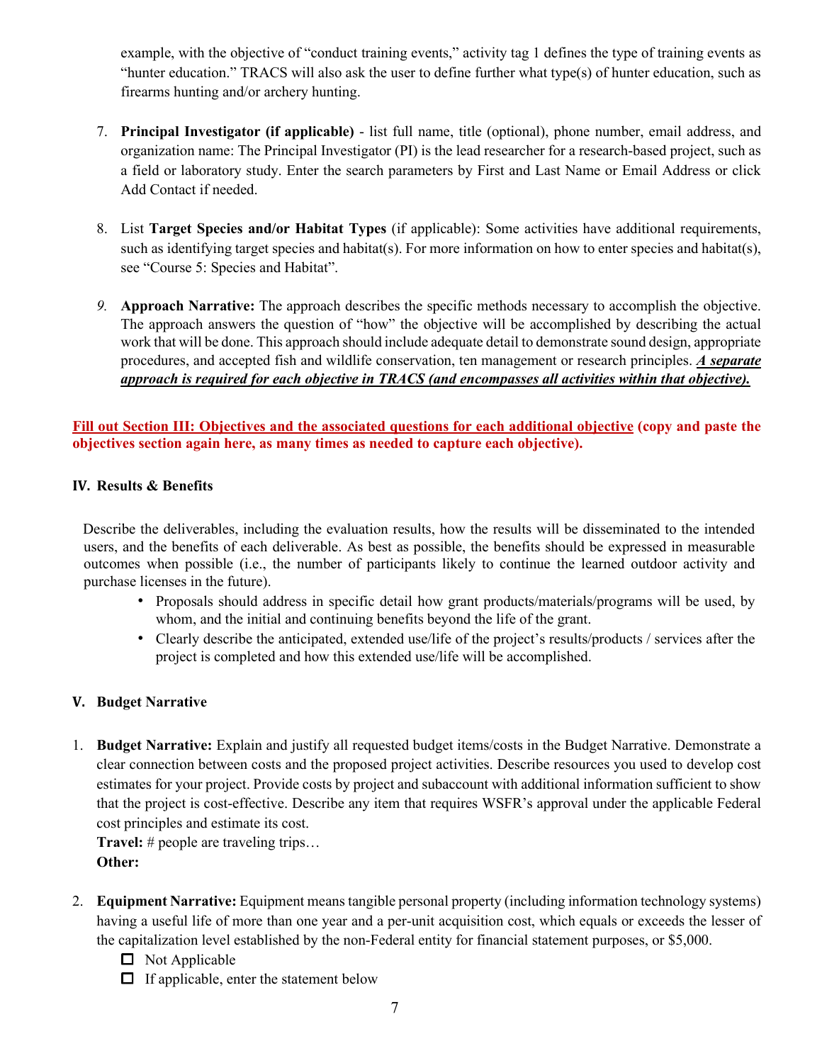example, with the objective of "conduct training events," activity tag 1 defines the type of training events as "hunter education." TRACS will also ask the user to define further what type(s) of hunter education, such as firearms hunting and/or archery hunting.

7. **Principal Investigator (if applicable)** - list full name, title (optional), phone number, email address, and organization name: The Principal Investigator (PI) is the lead researcher for a research-based project, such as a field or laboratory study. Enter the search parameters by First and Last Name or Email Address or click Add Contact if needed.

8. List **Target Species and/or Habitat Types** (if applicable): Some activities have additional requirements, such as identifying target species and habitat(s). For more information on how to enter species and habitat(s), see "Course 5: Species and Habitat".

9. **Approach Narrative:** The approach describes the specific methods necessary to accomplish the objective. The approach answers the question of "how" the objective will be accomplished by describing the actual work that will be done. This approach should include adequate detail to demonstrate sound design, appropriate procedures, and accepted fish and wildlife conservation, ten management or research principles. ***A separate approach is required for each objective in TRACS (and encompasses all activities within that objective).***

**Fill out Section III: Objectives and the associated questions for each additional objective (copy and paste the objectives section again here, as many times as needed to capture each objective).**

## IV. Results & Benefits

Describe the deliverables, including the evaluation results, how the results will be disseminated to the intended users, and the benefits of each deliverable. As best as possible, the benefits should be expressed in measurable outcomes when possible (i.e., the number of participants likely to continue the learned outdoor activity and purchase licenses in the future).

- Proposals should address in specific detail how grant products/materials/programs will be used, by whom, and the initial and continuing benefits beyond the life of the grant.
- Clearly describe the anticipated, extended use/life of the project's results/products / services after the project is completed and how this extended use/life will be accomplished.

## V. Budget Narrative

1. **Budget Narrative:** Explain and justify all requested budget items/costs in the Budget Narrative. Demonstrate a clear connection between costs and the proposed project activities. Describe resources you used to develop cost estimates for your project. Provide costs by project and subaccount with additional information sufficient to show that the project is cost-effective. Describe any item that requires WSFR's approval under the applicable Federal cost principles and estimate its cost.
   **Travel:** # people are traveling trips…
   **Other:**

2. **Equipment Narrative:** Equipment means tangible personal property (including information technology systems) having a useful life of more than one year and a per-unit acquisition cost, which equals or exceeds the lesser of the capitalization level established by the non-Federal entity for financial statement purposes, or $5,000.
   - ☐ Not Applicable
   - ☐ If applicable, enter the statement below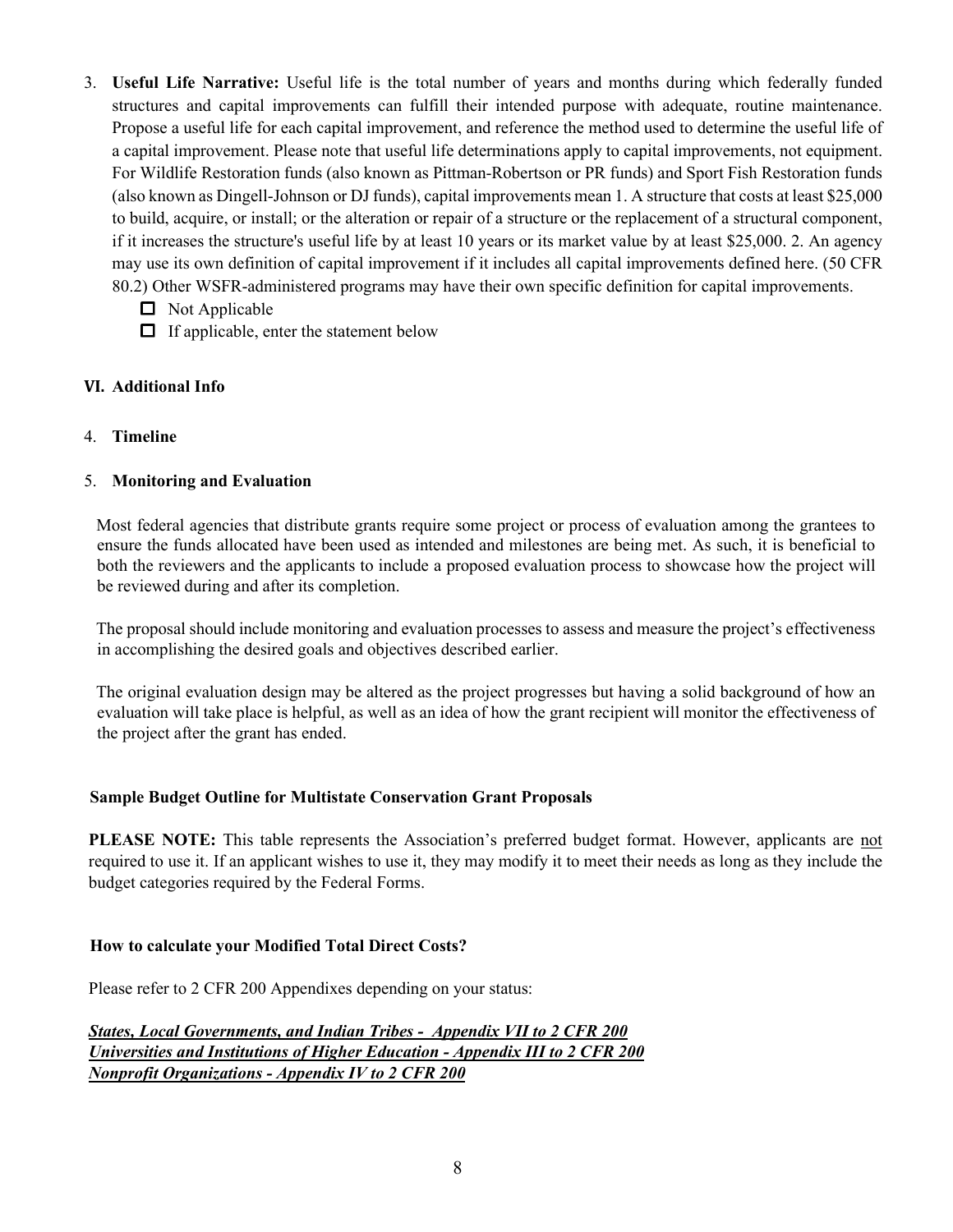3. **Useful Life Narrative:** Useful life is the total number of years and months during which federally funded structures and capital improvements can fulfill their intended purpose with adequate, routine maintenance. Propose a useful life for each capital improvement, and reference the method used to determine the useful life of a capital improvement. Please note that useful life determinations apply to capital improvements, not equipment. For Wildlife Restoration funds (also known as Pittman-Robertson or PR funds) and Sport Fish Restoration funds (also known as Dingell-Johnson or DJ funds), capital improvements mean 1. A structure that costs at least $25,000 to build, acquire, or install; or the alteration or repair of a structure or the replacement of a structural component, if it increases the structure's useful life by at least 10 years or its market value by at least $25,000. 2. An agency may use its own definition of capital improvement if it includes all capital improvements defined here. (50 CFR 80.2) Other WSFR-administered programs may have their own specific definition for capital improvements.
   - ☐ Not Applicable
   - ☐ If applicable, enter the statement below

## VI. Additional Info

4. **Timeline**

5. **Monitoring and Evaluation**

Most federal agencies that distribute grants require some project or process of evaluation among the grantees to ensure the funds allocated have been used as intended and milestones are being met. As such, it is beneficial to both the reviewers and the applicants to include a proposed evaluation process to showcase how the project will be reviewed during and after its completion.

The proposal should include monitoring and evaluation processes to assess and measure the project's effectiveness in accomplishing the desired goals and objectives described earlier.

The original evaluation design may be altered as the project progresses but having a solid background of how an evaluation will take place is helpful, as well as an idea of how the grant recipient will monitor the effectiveness of the project after the grant has ended.

### Sample Budget Outline for Multistate Conservation Grant Proposals

**PLEASE NOTE:** This table represents the Association's preferred budget format. However, applicants are not required to use it. If an applicant wishes to use it, they may modify it to meet their needs as long as they include the budget categories required by the Federal Forms.

### How to calculate your Modified Total Direct Costs?

Please refer to 2 CFR 200 Appendixes depending on your status:

***States, Local Governments, and Indian Tribes - Appendix VII to 2 CFR 200***
***Universities and Institutions of Higher Education - Appendix III to 2 CFR 200***
***Nonprofit Organizations - Appendix IV to 2 CFR 200***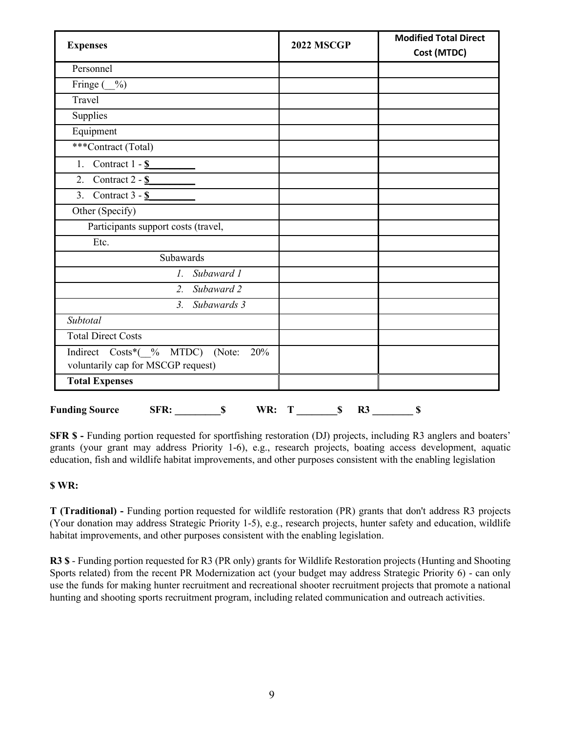| Expenses | 2022 MSCGP | Modified Total Direct Cost (MTDC) |
|---|---|---|
| Personnel | | |
| Fringe (__%) | | |
| Travel | | |
| Supplies | | |
| Equipment | | |
| ***Contract (Total) | | |
| 1. Contract 1 - $_________ | | |
| 2. Contract 2 - $_________ | | |
| 3. Contract 3 - $_________ | | |
| Other (Specify) | | |
| Participants support costs (travel, | | |
| Etc. | | |
| Subawards | | |
| *1. Subaward 1* | | |
| *2. Subaward 2* | | |
| *3. Subawards 3* | | |
| *Subtotal* | | |
| Total Direct Costs | | |
| Indirect Costs*(__% MTDC) (Note: 20% voluntarily cap for MSCGP request) | | |
| **Total Expenses** | | |

**Funding Source SFR: _________$ WR: T ________$ R3 ________ $**

**SFR $ -** Funding portion requested for sportfishing restoration (DJ) projects, including R3 anglers and boaters' grants (your grant may address Priority 1-6), e.g., research projects, boating access development, aquatic education, fish and wildlife habitat improvements, and other purposes consistent with the enabling legislation

**$ WR:**

**T (Traditional) -** Funding portion requested for wildlife restoration (PR) grants that don't address R3 projects (Your donation may address Strategic Priority 1-5), e.g., research projects, hunter safety and education, wildlife habitat improvements, and other purposes consistent with the enabling legislation.

**R3 $** - Funding portion requested for R3 (PR only) grants for Wildlife Restoration projects (Hunting and Shooting Sports related) from the recent PR Modernization act (your budget may address Strategic Priority 6) - can only use the funds for making hunter recruitment and recreational shooter recruitment projects that promote a national hunting and shooting sports recruitment program, including related communication and outreach activities.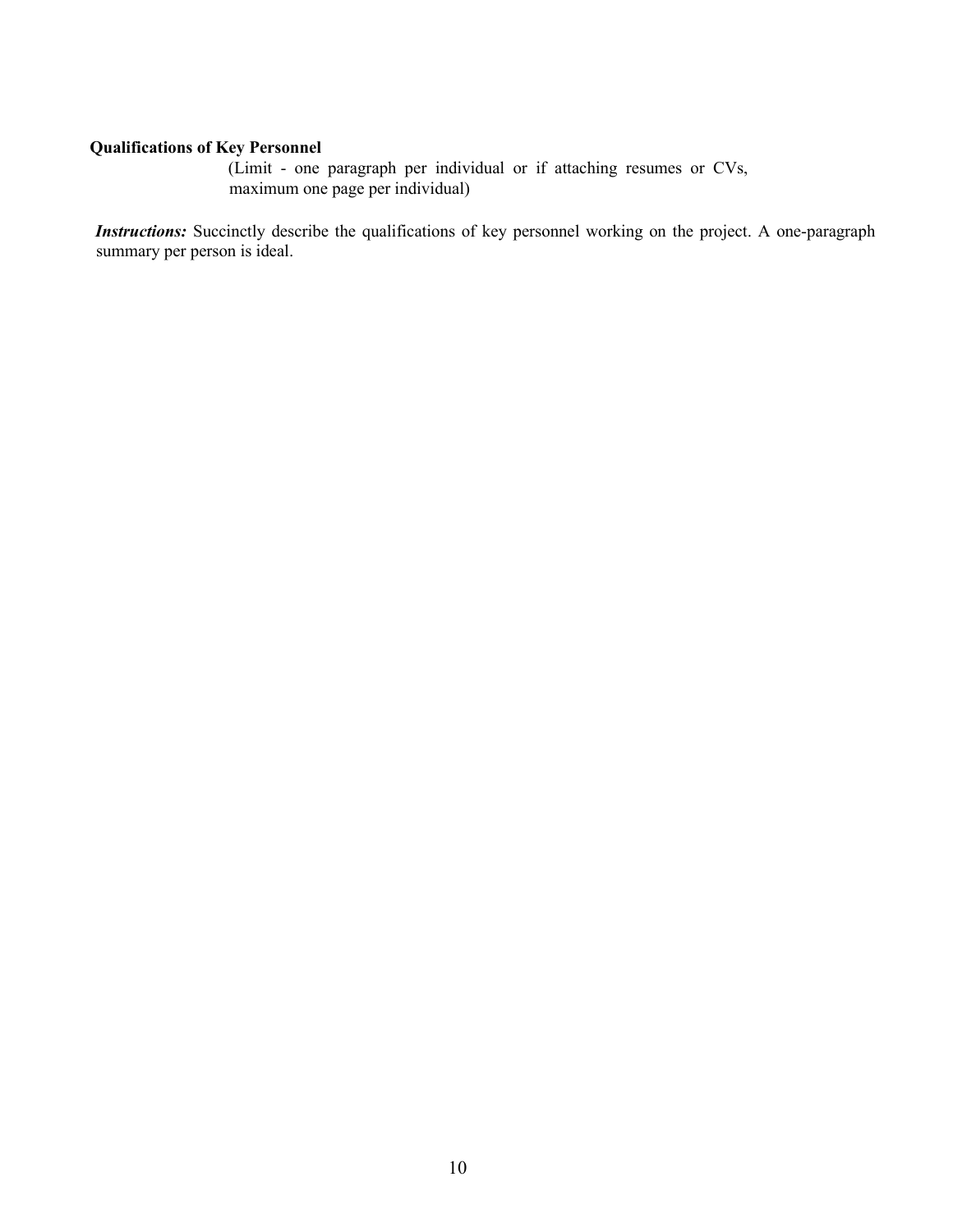**Qualifications of Key Personnel**

(Limit - one paragraph per individual or if attaching resumes or CVs, maximum one page per individual)

***Instructions:*** Succinctly describe the qualifications of key personnel working on the project. A one-paragraph summary per person is ideal.